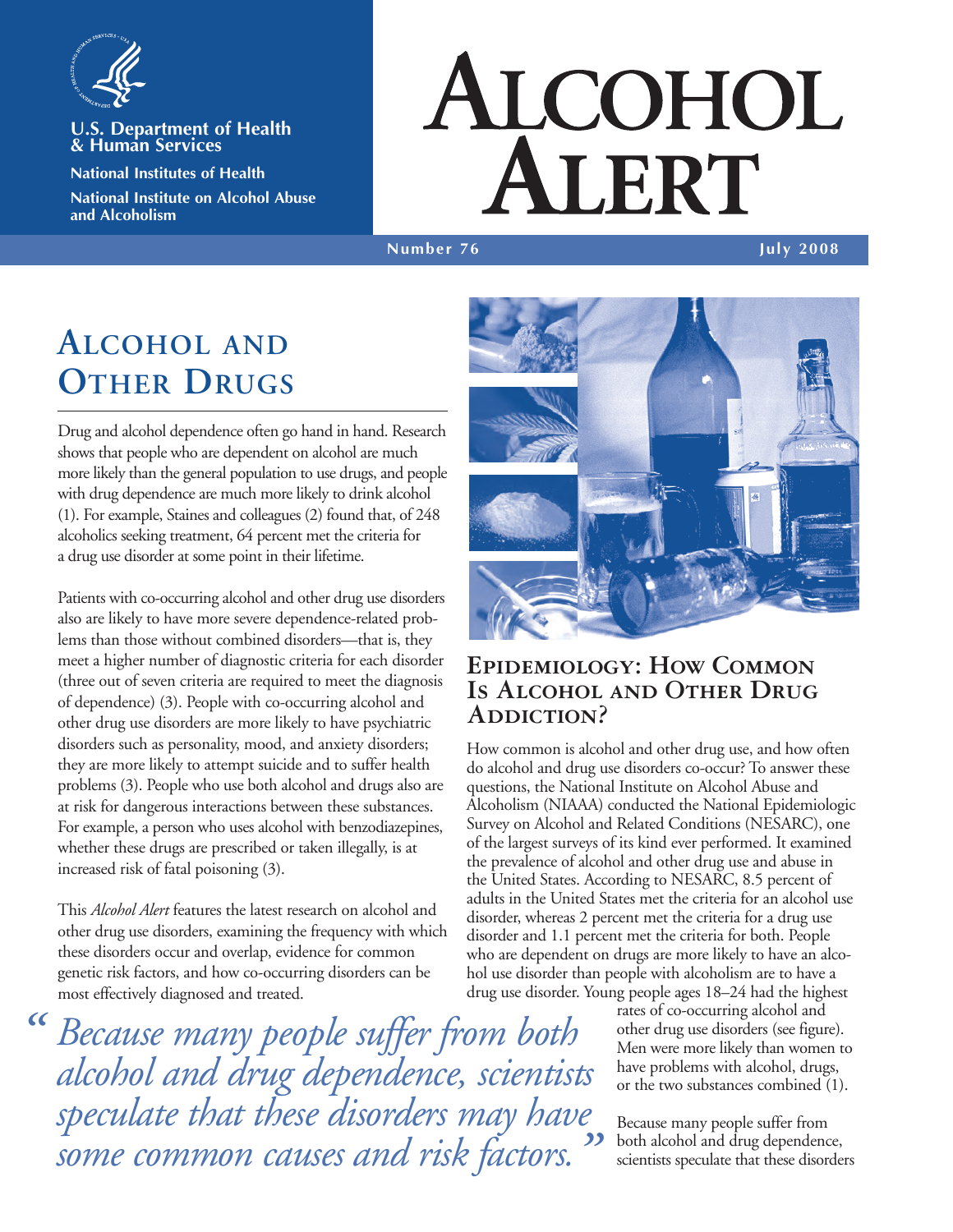U.S. Department of Health & Human Services

National Institutes of Health

National Institute on Alcohol Abuse and Alcoholism

# Alcohol Alert

Number 76 | July 2008

## Alcohol and Other Drugs

Drug and alcohol dependence often go hand in hand. Research shows that people who are dependent on alcohol are much more likely than the general population to use drugs, and people with drug dependence are much more likely to drink alcohol (1). For example, Staines and colleagues (2) found that, of 248 alcoholics seeking treatment, 64 percent met the criteria for a drug use disorder at some point in their lifetime.

Patients with co-occurring alcohol and other drug use disorders also are likely to have more severe dependence-related problems than those without combined disorders—that is, they meet a higher number of diagnostic criteria for each disorder (three out of seven criteria are required to meet the diagnosis of dependence) (3). People with co-occurring alcohol and other drug use disorders are more likely to have psychiatric disorders such as personality, mood, and anxiety disorders; they are more likely to attempt suicide and to suffer health problems (3). People who use both alcohol and drugs also are at risk for dangerous interactions between these substances. For example, a person who uses alcohol with benzodiazepines, whether these drugs are prescribed or taken illegally, is at increased risk of fatal poisoning (3).

This *Alcohol Alert* features the latest research on alcohol and other drug use disorders, examining the frequency with which these disorders occur and overlap, evidence for common genetic risk factors, and how co-occurring disorders can be most effectively diagnosed and treated.

> *"Because many people suffer from both alcohol and drug dependence, scientists speculate that these disorders may have some common causes and risk factors."*

### Epidemiology: How Common Is Alcohol and Other Drug Addiction?

How common is alcohol and other drug use, and how often do alcohol and drug use disorders co-occur? To answer these questions, the National Institute on Alcohol Abuse and Alcoholism (NIAAA) conducted the National Epidemiologic Survey on Alcohol and Related Conditions (NESARC), one of the largest surveys of its kind ever performed. It examined the prevalence of alcohol and other drug use and abuse in the United States. According to NESARC, 8.5 percent of adults in the United States met the criteria for an alcohol use disorder, whereas 2 percent met the criteria for a drug use disorder and 1.1 percent met the criteria for both. People who are dependent on drugs are more likely to have an alcohol use disorder than people with alcoholism are to have a drug use disorder. Young people ages 18–24 had the highest rates of co-occurring alcohol and other drug use disorders (see figure). Men were more likely than women to have problems with alcohol, drugs, or the two substances combined (1).

Because many people suffer from both alcohol and drug dependence, scientists speculate that these disorders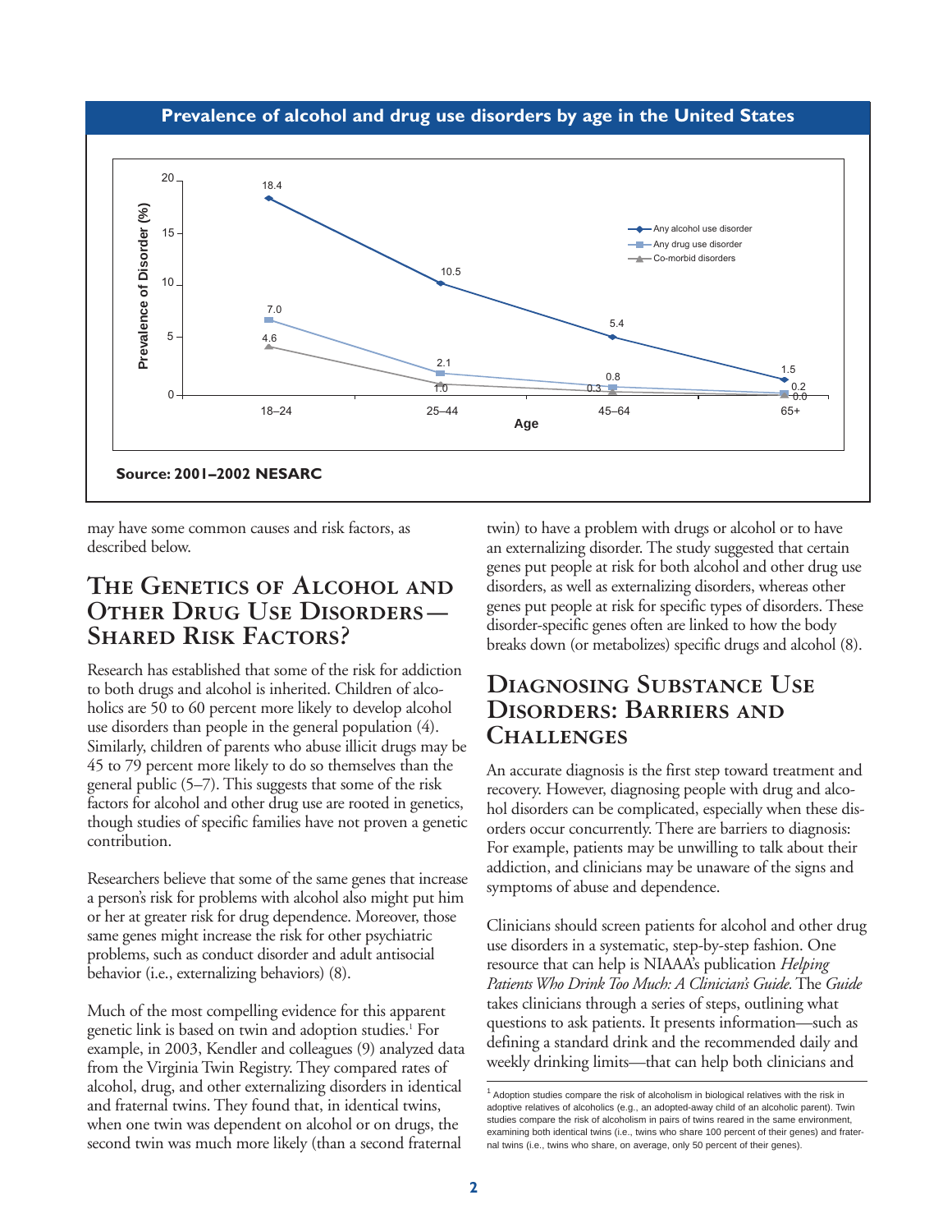**Prevalence of alcohol and drug use disorders by age in the United States**

Prevalence of Disorder (%)

20
15
10
5
0

18.4
10.5
5.4
1.5

7.0
2.1
0.8
0.2

4.6
1.0
0.3
0.0

18–24
25–44
45–64
65+

Age

Any alcohol use disorder
Any drug use disorder
Co-morbid disorders

**Source: 2001–2002 NESARC**

may have some common causes and risk factors, as described below.

## The Genetics of Alcohol and Other Drug Use Disorders— Shared Risk Factors?

Research has established that some of the risk for addiction to both drugs and alcohol is inherited. Children of alcoholics are 50 to 60 percent more likely to develop alcohol use disorders than people in the general population (4). Similarly, children of parents who abuse illicit drugs may be 45 to 79 percent more likely to do so themselves than the general public (5–7). This suggests that some of the risk factors for alcohol and other drug use are rooted in genetics, though studies of specific families have not proven a genetic contribution.

Researchers believe that some of the same genes that increase a person's risk for problems with alcohol also might put him or her at greater risk for drug dependence. Moreover, those same genes might increase the risk for other psychiatric problems, such as conduct disorder and adult antisocial behavior (i.e., externalizing behaviors) (8).

Much of the most compelling evidence for this apparent genetic link is based on twin and adoption studies.[1] For example, in 2003, Kendler and colleagues (9) analyzed data from the Virginia Twin Registry. They compared rates of alcohol, drug, and other externalizing disorders in identical and fraternal twins. They found that, in identical twins, when one twin was dependent on alcohol or on drugs, the second twin was much more likely (than a second fraternal twin) to have a problem with drugs or alcohol or to have an externalizing disorder. The study suggested that certain genes put people at risk for both alcohol and other drug use disorders, as well as externalizing disorders, whereas other genes put people at risk for specific types of disorders. These disorder-specific genes often are linked to how the body breaks down (or metabolizes) specific drugs and alcohol (8).

## Diagnosing Substance Use Disorders: Barriers and Challenges

An accurate diagnosis is the first step toward treatment and recovery. However, diagnosing people with drug and alcohol disorders can be complicated, especially when these disorders occur concurrently. There are barriers to diagnosis: For example, patients may be unwilling to talk about their addiction, and clinicians may be unaware of the signs and symptoms of abuse and dependence.

Clinicians should screen patients for alcohol and other drug use disorders in a systematic, step-by-step fashion. One resource that can help is NIAAA's publication *Helping Patients Who Drink Too Much: A Clinician's Guide*. The *Guide* takes clinicians through a series of steps, outlining what questions to ask patients. It presents information—such as defining a standard drink and the recommended daily and weekly drinking limits—that can help both clinicians and

[1] Adoption studies compare the risk of alcoholism in biological relatives with the risk in adoptive relatives of alcoholics (e.g., an adopted-away child of an alcoholic parent). Twin studies compare the risk of alcoholism in pairs of twins reared in the same environment, examining both identical twins (i.e., twins who share 100 percent of their genes) and fraternal twins (i.e., twins who share, on average, only 50 percent of their genes).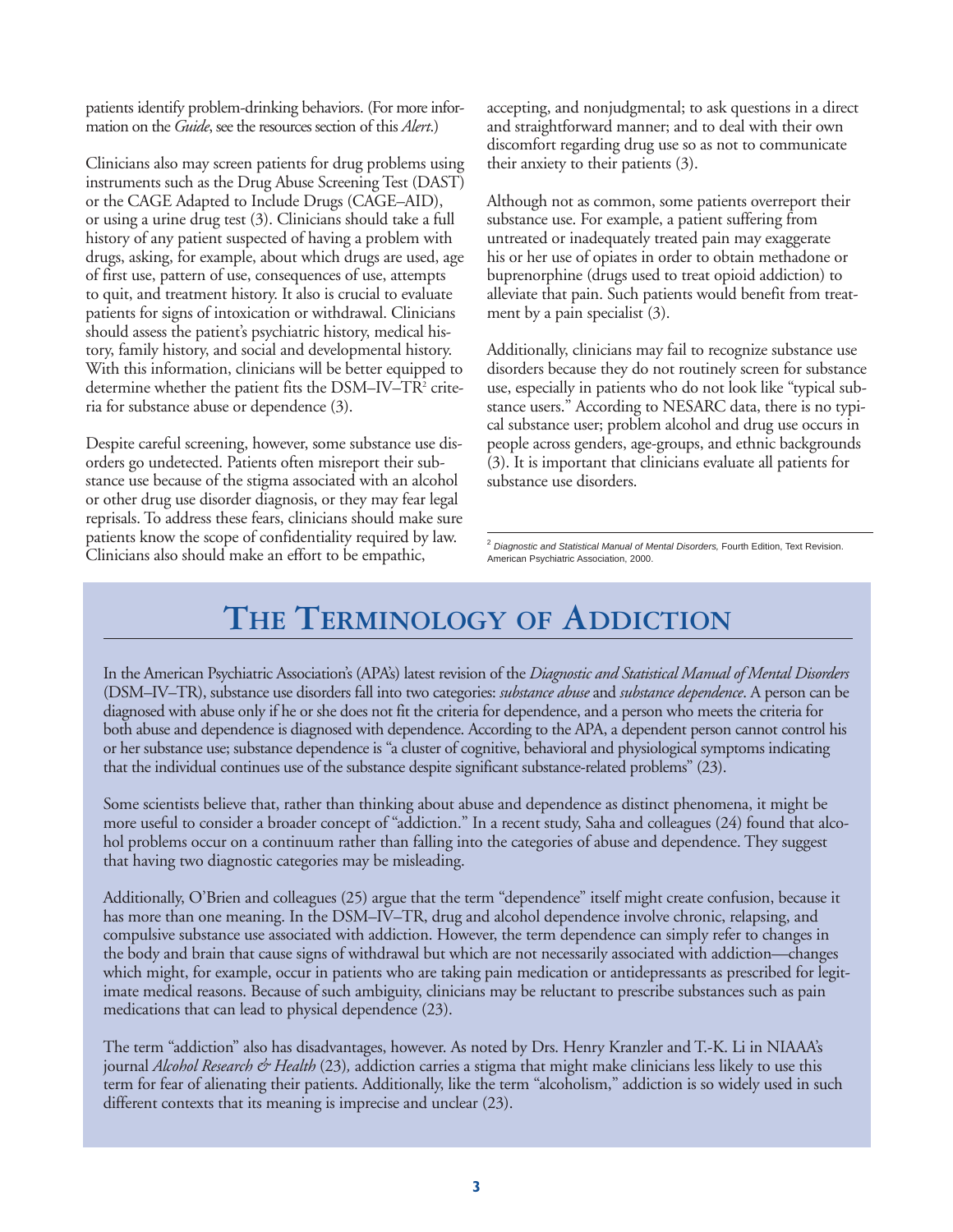patients identify problem-drinking behaviors. (For more information on the *Guide*, see the resources section of this *Alert*.)

Clinicians also may screen patients for drug problems using instruments such as the Drug Abuse Screening Test (DAST) or the CAGE Adapted to Include Drugs (CAGE–AID), or using a urine drug test (3). Clinicians should take a full history of any patient suspected of having a problem with drugs, asking, for example, about which drugs are used, age of first use, pattern of use, consequences of use, attempts to quit, and treatment history. It also is crucial to evaluate patients for signs of intoxication or withdrawal. Clinicians should assess the patient's psychiatric history, medical history, family history, and social and developmental history. With this information, clinicians will be better equipped to determine whether the patient fits the DSM–IV–TR[2] criteria for substance abuse or dependence (3).

Despite careful screening, however, some substance use disorders go undetected. Patients often misreport their substance use because of the stigma associated with an alcohol or other drug use disorder diagnosis, or they may fear legal reprisals. To address these fears, clinicians should make sure patients know the scope of confidentiality required by law. Clinicians also should make an effort to be empathic, accepting, and nonjudgmental; to ask questions in a direct and straightforward manner; and to deal with their own discomfort regarding drug use so as not to communicate their anxiety to their patients (3).

Although not as common, some patients overreport their substance use. For example, a patient suffering from untreated or inadequately treated pain may exaggerate his or her use of opiates in order to obtain methadone or buprenorphine (drugs used to treat opioid addiction) to alleviate that pain. Such patients would benefit from treatment by a pain specialist (3).

Additionally, clinicians may fail to recognize substance use disorders because they do not routinely screen for substance use, especially in patients who do not look like "typical substance users." According to NESARC data, there is no typical substance user; problem alcohol and drug use occurs in people across genders, age-groups, and ethnic backgrounds (3). It is important that clinicians evaluate all patients for substance use disorders.

[2] *Diagnostic and Statistical Manual of Mental Disorders,* Fourth Edition, Text Revision. American Psychiatric Association, 2000.

## The Terminology of Addiction

In the American Psychiatric Association's (APA's) latest revision of the *Diagnostic and Statistical Manual of Mental Disorders* (DSM–IV–TR), substance use disorders fall into two categories: *substance abuse* and *substance dependence*. A person can be diagnosed with abuse only if he or she does not fit the criteria for dependence, and a person who meets the criteria for both abuse and dependence is diagnosed with dependence. According to the APA, a dependent person cannot control his or her substance use; substance dependence is "a cluster of cognitive, behavioral and physiological symptoms indicating that the individual continues use of the substance despite significant substance-related problems" (23).

Some scientists believe that, rather than thinking about abuse and dependence as distinct phenomena, it might be more useful to consider a broader concept of "addiction." In a recent study, Saha and colleagues (24) found that alcohol problems occur on a continuum rather than falling into the categories of abuse and dependence. They suggest that having two diagnostic categories may be misleading.

Additionally, O'Brien and colleagues (25) argue that the term "dependence" itself might create confusion, because it has more than one meaning. In the DSM–IV–TR, drug and alcohol dependence involve chronic, relapsing, and compulsive substance use associated with addiction. However, the term dependence can simply refer to changes in the body and brain that cause signs of withdrawal but which are not necessarily associated with addiction—changes which might, for example, occur in patients who are taking pain medication or antidepressants as prescribed for legitimate medical reasons. Because of such ambiguity, clinicians may be reluctant to prescribe substances such as pain medications that can lead to physical dependence (23).

The term "addiction" also has disadvantages, however. As noted by Drs. Henry Kranzler and T.-K. Li in NIAAA's journal *Alcohol Research & Health* (23), addiction carries a stigma that might make clinicians less likely to use this term for fear of alienating their patients. Additionally, like the term "alcoholism," addiction is so widely used in such different contexts that its meaning is imprecise and unclear (23).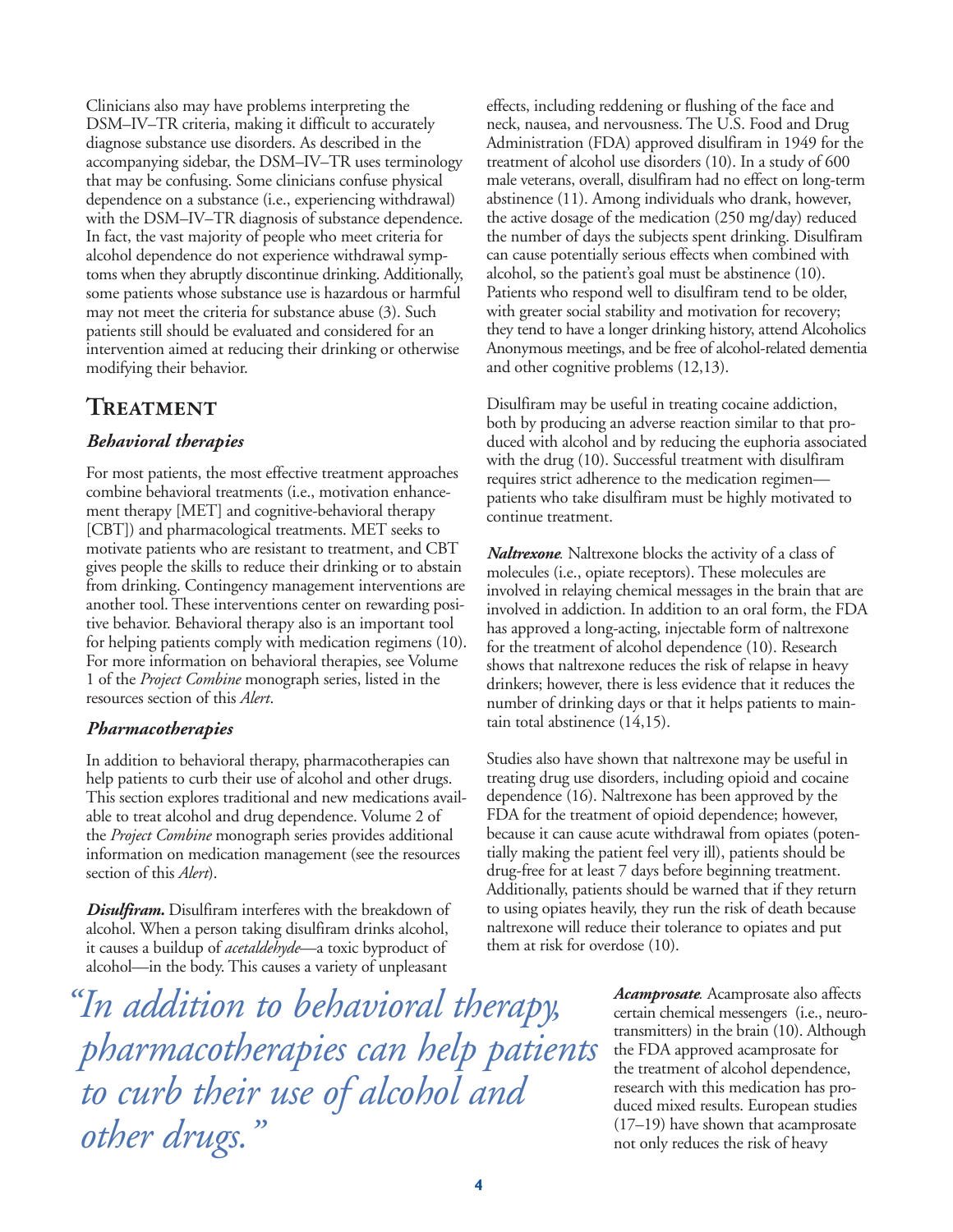Clinicians also may have problems interpreting the DSM–IV–TR criteria, making it difficult to accurately diagnose substance use disorders. As described in the accompanying sidebar, the DSM–IV–TR uses terminology that may be confusing. Some clinicians confuse physical dependence on a substance (i.e., experiencing withdrawal) with the DSM–IV–TR diagnosis of substance dependence. In fact, the vast majority of people who meet criteria for alcohol dependence do not experience withdrawal symptoms when they abruptly discontinue drinking. Additionally, some patients whose substance use is hazardous or harmful may not meet the criteria for substance abuse (3). Such patients still should be evaluated and considered for an intervention aimed at reducing their drinking or otherwise modifying their behavior.

## Treatment

### *Behavioral therapies*

For most patients, the most effective treatment approaches combine behavioral treatments (i.e., motivation enhancement therapy [MET] and cognitive-behavioral therapy [CBT]) and pharmacological treatments. MET seeks to motivate patients who are resistant to treatment, and CBT gives people the skills to reduce their drinking or to abstain from drinking. Contingency management interventions are another tool. These interventions center on rewarding positive behavior. Behavioral therapy also is an important tool for helping patients comply with medication regimens (10). For more information on behavioral therapies, see Volume 1 of the *Project Combine* monograph series, listed in the resources section of this *Alert*.

### *Pharmacotherapies*

In addition to behavioral therapy, pharmacotherapies can help patients to curb their use of alcohol and other drugs. This section explores traditional and new medications available to treat alcohol and drug dependence. Volume 2 of the *Project Combine* monograph series provides additional information on medication management (see the resources section of this *Alert*).

***Disulfiram.*** Disulfiram interferes with the breakdown of alcohol. When a person taking disulfiram drinks alcohol, it causes a buildup of *acetaldehyde*—a toxic byproduct of alcohol—in the body. This causes a variety of unpleasant effects, including reddening or flushing of the face and neck, nausea, and nervousness. The U.S. Food and Drug Administration (FDA) approved disulfiram in 1949 for the treatment of alcohol use disorders (10). In a study of 600 male veterans, overall, disulfiram had no effect on long-term abstinence (11). Among individuals who drank, however, the active dosage of the medication (250 mg/day) reduced the number of days the subjects spent drinking. Disulfiram can cause potentially serious effects when combined with alcohol, so the patient's goal must be abstinence (10). Patients who respond well to disulfiram tend to be older, with greater social stability and motivation for recovery; they tend to have a longer drinking history, attend Alcoholics Anonymous meetings, and be free of alcohol-related dementia and other cognitive problems (12,13).

Disulfiram may be useful in treating cocaine addiction, both by producing an adverse reaction similar to that produced with alcohol and by reducing the euphoria associated with the drug (10). Successful treatment with disulfiram requires strict adherence to the medication regimen—patients who take disulfiram must be highly motivated to continue treatment.

***Naltrexone*.** Naltrexone blocks the activity of a class of molecules (i.e., opiate receptors). These molecules are involved in relaying chemical messages in the brain that are involved in addiction. In addition to an oral form, the FDA has approved a long-acting, injectable form of naltrexone for the treatment of alcohol dependence (10). Research shows that naltrexone reduces the risk of relapse in heavy drinkers; however, there is less evidence that it reduces the number of drinking days or that it helps patients to maintain total abstinence (14,15).

Studies also have shown that naltrexone may be useful in treating drug use disorders, including opioid and cocaine dependence (16). Naltrexone has been approved by the FDA for the treatment of opioid dependence; however, because it can cause acute withdrawal from opiates (potentially making the patient feel very ill), patients should be drug-free for at least 7 days before beginning treatment. Additionally, patients should be warned that if they return to using opiates heavily, they run the risk of death because naltrexone will reduce their tolerance to opiates and put them at risk for overdose (10).

*"In addition to behavioral therapy, pharmacotherapies can help patients to curb their use of alcohol and other drugs."*

***Acamprosate*.** Acamprosate also affects certain chemical messengers (i.e., neurotransmitters) in the brain (10). Although the FDA approved acamprosate for the treatment of alcohol dependence, research with this medication has produced mixed results. European studies (17–19) have shown that acamprosate not only reduces the risk of heavy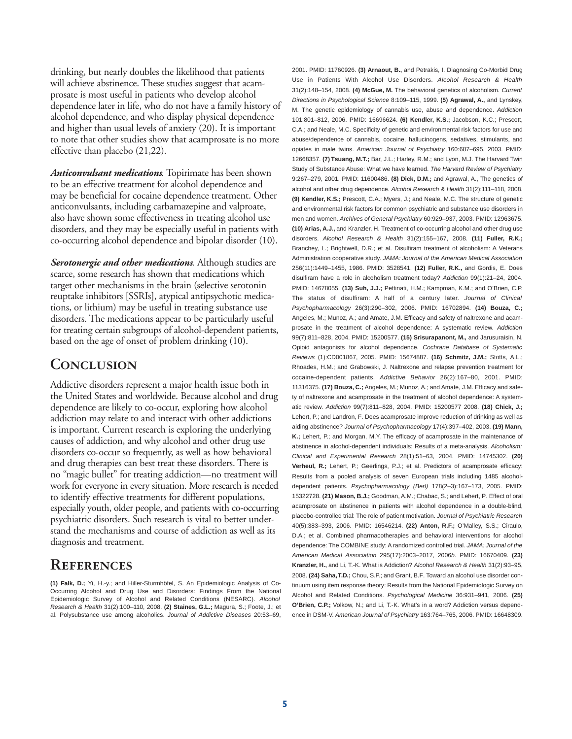drinking, but nearly doubles the likelihood that patients will achieve abstinence. These studies suggest that acamprosate is most useful in patients who develop alcohol dependence later in life, who do not have a family history of alcohol dependence, and who display physical dependence and higher than usual levels of anxiety (20). It is important to note that other studies show that acamprosate is no more effective than placebo (21,22).

***Anticonvulsant medications***. Topirimate has been shown to be an effective treatment for alcohol dependence and may be beneficial for cocaine dependence treatment. Other anticonvulsants, including carbamazepine and valproate, also have shown some effectiveness in treating alcohol use disorders, and they may be especially useful in patients with co-occurring alcohol dependence and bipolar disorder (10).

***Serotonergic and other medications***. Although studies are scarce, some research has shown that medications which target other mechanisms in the brain (selective serotonin reuptake inhibitors [SSRIs], atypical antipsychotic medications, or lithium) may be useful in treating substance use disorders. The medications appear to be particularly useful for treating certain subgroups of alcohol-dependent patients, based on the age of onset of problem drinking (10).

## Conclusion

Addictive disorders represent a major health issue both in the United States and worldwide. Because alcohol and drug dependence are likely to co-occur, exploring how alcohol addiction may relate to and interact with other addictions is important. Current research is exploring the underlying causes of addiction, and why alcohol and other drug use disorders co-occur so frequently, as well as how behavioral and drug therapies can best treat these disorders. There is no "magic bullet" for treating addiction—no treatment will work for everyone in every situation. More research is needed to identify effective treatments for different populations, especially youth, older people, and patients with co-occurring psychiatric disorders. Such research is vital to better understand the mechanisms and course of addiction as well as its diagnosis and treatment.

## References

**(1) Falk, D.;** Yi, H.-y.; and Hiller-Sturmhöfel, S. An Epidemiologic Analysis of Co-Occurring Alcohol and Drug Use and Disorders: Findings From the National Epidemiologic Survey of Alcohol and Related Conditions (NESARC). *Alcohol Research & Health* 31(2):100–110, 2008. **(2) Staines, G.L.;** Magura, S.; Foote, J.; et al. Polysubstance use among alcoholics. *Journal of Addictive Diseases* 20:53–69, 2001. PMID: 11760926. **(3) Arnaout, B.,** and Petrakis, I. Diagnosing Co-Morbid Drug Use in Patients With Alcohol Use Disorders. *Alcohol Research & Health* 31(2):148–154, 2008. **(4) McGue, M.** The behavioral genetics of alcoholism. *Current Directions in Psychological Science* 8:109–115, 1999. **(5) Agrawal, A.,** and Lynskey, M. The genetic epidemiology of cannabis use, abuse and dependence. *Addiction* 101:801–812, 2006. PMID: 16696624. **(6) Kendler, K.S.;** Jacobson, K.C.; Prescott, C.A.; and Neale, M.C. Specificity of genetic and environmental risk factors for use and abuse/dependence of cannabis, cocaine, hallucinogens, sedatives, stimulants, and opiates in male twins. *American Journal of Psychiatry* 160:687–695, 2003. PMID: 12668357. **(7) Tsuang, M.T.;** Bar, J.L.; Harley, R.M.; and Lyon, M.J. The Harvard Twin Study of Substance Abuse: What we have learned. *The Harvard Review of Psychiatry* 9:267–279, 2001. PMID: 11600486. **(8) Dick, D.M.;** and Agrawal, A., The genetics of alcohol and other drug dependence. *Alcohol Research & Health* 31(2):111–118, 2008. **(9) Kendler, K.S.;** Prescott, C.A.; Myers, J.; and Neale, M.C. The structure of genetic and environmental risk factors for common psychiatric and substance use disorders in men and women. *Archives of General Psychiatry* 60:929–937, 2003. PMID: 12963675. **(10) Arias, A.J.,** and Kranzler, H. Treatment of co-occurring alcohol and other drug use disorders. *Alcohol Research & Health* 31(2):155–167, 2008. **(11) Fuller, R.K.;** Branchey, L.; Brightwell, D.R.; et al. Disulfiram treatment of alcoholism: A Veterans Administration cooperative study. *JAMA: Journal of the American Medical Association* 256(11):1449–1455, 1986. PMID: 3528541. **(12) Fuller, R.K.,** and Gordis, E. Does disulfiram have a role in alcoholism treatment today? *Addiction* 99(1):21–24, 2004. PMID: 14678055. **(13) Suh, J.J.;** Pettinati, H.M.; Kampman, K.M.; and O'Brien, C.P. The status of disulfiram: A half of a century later. *Journal of Clinical Psychopharmacology* 26(3):290–302, 2006. PMID: 16702894. **(14) Bouza, C.;** Angeles, M.; Munoz, A.; and Amate, J.M. Efficacy and safety of naltrexone and acamprosate in the treatment of alcohol dependence: A systematic review. *Addiction* 99(7):811–828, 2004. PMID: 15200577. **(15) Srisurapanont, M.,** and Jarusuraisin, N. Opioid antagonists for alcohol dependence. *Cochrane Database of Systematic Reviews* (1):CD001867, 2005. PMID: 15674887. **(16) Schmitz, J.M.;** Stotts, A.L.; Rhoades, H.M.; and Grabowski, J. Naltrexone and relapse prevention treatment for cocaine-dependent patients. *Addictive Behavior* 26(2):167–80, 2001. PMID: 11316375. **(17) Bouza, C.;** Angeles, M.; Munoz, A.; and Amate, J.M. Efficacy and safety of naltrexone and acamprosate in the treatment of alcohol dependence: A systematic review. *Addiction* 99(7):811–828, 2004. PMID: 15200577 2008. **(18) Chick, J.;** Lehert, P.; and Landron, F. Does acamprosate improve reduction of drinking as well as aiding abstinence? *Journal of Psychopharmacology* 17(4):397–402, 2003. **(19) Mann, K.;** Lehert, P.; and Morgan, M.Y. The efficacy of acamprosate in the maintenance of abstinence in alcohol-dependent individuals: Results of a meta-analysis. *Alcoholism: Clinical and Experimental Research* 28(1):51–63, 2004. PMID: 14745302. **(20) Verheul, R.;** Lehert, P.; Geerlings, P.J.; et al. Predictors of acamprosate efficacy: Results from a pooled analysis of seven European trials including 1485 alcohol-dependent patients. *Psychopharmacology (Berl)* 178(2–3):167–173, 2005. PMID: 15322728. **(21) Mason, B.J.;** Goodman, A.M.; Chabac, S.; and Lehert, P. Effect of oral acamprosate on abstinence in patients with alcohol dependence in a double-blind, placebo-controlled trial: The role of patient motivation. *Journal of Psychiatric Research* 40(5):383–393, 2006. PMID: 16546214. **(22) Anton, R.F.;** O'Malley, S.S.; Ciraulo, D.A.; et al. Combined pharmacotherapies and behavioral interventions for alcohol dependence: The COMBINE study: A randomized controlled trial. *JAMA: Journal of the American Medical Association* 295(17):2003–2017, 2006*b*. PMID: 16670409. **(23) Kranzler, H.,** and Li, T.-K. What is Addiction? *Alcohol Research & Health* 31(2):93–95, 2008. **(24) Saha, T.D.;** Chou, S.P.; and Grant, B.F. Toward an alcohol use disorder continuum using item response theory: Results from the National Epidemiologic Survey on Alcohol and Related Conditions. *Psychological Medicine* 36:931–941, 2006. **(25) O'Brien, C.P.;** Volkow, N.; and Li, T.-K. What's in a word? Addiction versus dependence in DSM-V. *American Journal of Psychiatry* 163:764–765, 2006. PMID: 16648309.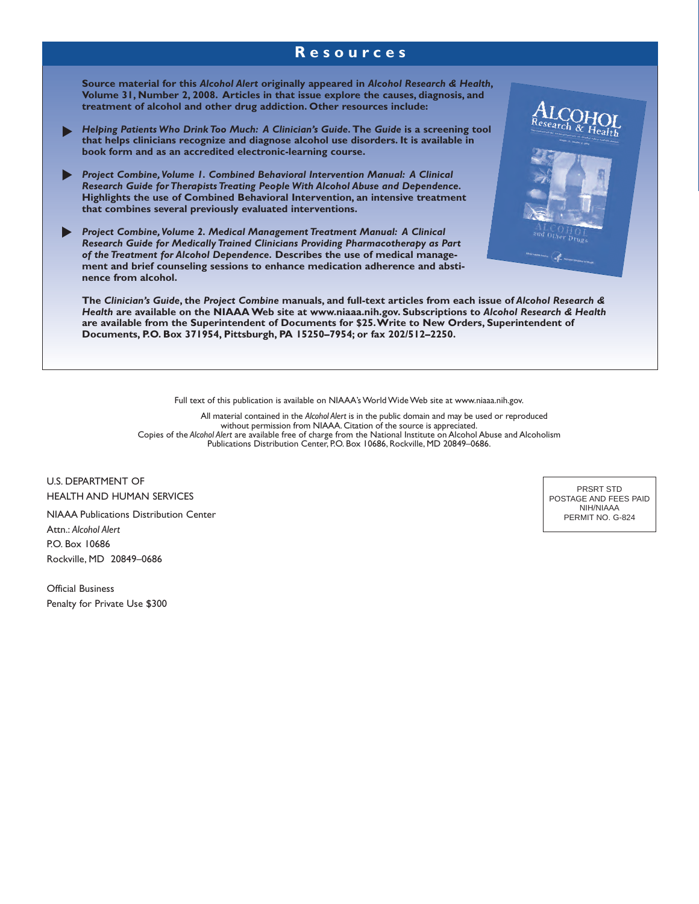## Resources

**Source material for this *Alcohol Alert* originally appeared in *Alcohol Research & Health*, Volume 31, Number 2, 2008. Articles in that issue explore the causes, diagnosis, and treatment of alcohol and other drug addiction. Other resources include:**

- ***Helping Patients Who Drink Too Much: A Clinician's Guide*. The *Guide* is a screening tool that helps clinicians recognize and diagnose alcohol use disorders. It is available in book form and as an accredited electronic-learning course.**
- ***Project Combine, Volume 1. Combined Behavioral Intervention Manual: A Clinical Research Guide for Therapists Treating People With Alcohol Abuse and Dependence*. Highlights the use of Combined Behavioral Intervention, an intensive treatment that combines several previously evaluated interventions.**
- ***Project Combine, Volume 2. Medical Management Treatment Manual: A Clinical Research Guide for Medically Trained Clinicians Providing Pharmacotherapy as Part of the Treatment for Alcohol Dependence*. Describes the use of medical management and brief counseling sessions to enhance medication adherence and abstinence from alcohol.**

**The *Clinician's Guide*, the *Project Combine* manuals, and full-text articles from each issue of *Alcohol Research & Health* are available on the NIAAA Web site at www.niaaa.nih.gov. Subscriptions to *Alcohol Research & Health* are available from the Superintendent of Documents for $25. Write to New Orders, Superintendent of Documents, P.O. Box 371954, Pittsburgh, PA 15250–7954; or fax 202/512–2250.**

Full text of this publication is available on NIAAA's World Wide Web site at www.niaaa.nih.gov.

All material contained in the *Alcohol Alert* is in the public domain and may be used or reproduced without permission from NIAAA. Citation of the source is appreciated.
Copies of the *Alcohol Alert* are available free of charge from the National Institute on Alcohol Abuse and Alcoholism Publications Distribution Center, P.O. Box 10686, Rockville, MD 20849–0686.

U.S. DEPARTMENT OF
HEALTH AND HUMAN SERVICES

NIAAA Publications Distribution Center
Attn.: *Alcohol Alert*
P.O. Box 10686
Rockville, MD 20849–0686

Official Business
Penalty for Private Use $300

PRSRT STD
POSTAGE AND FEES PAID
NIH/NIAAA
PERMIT NO. G-824